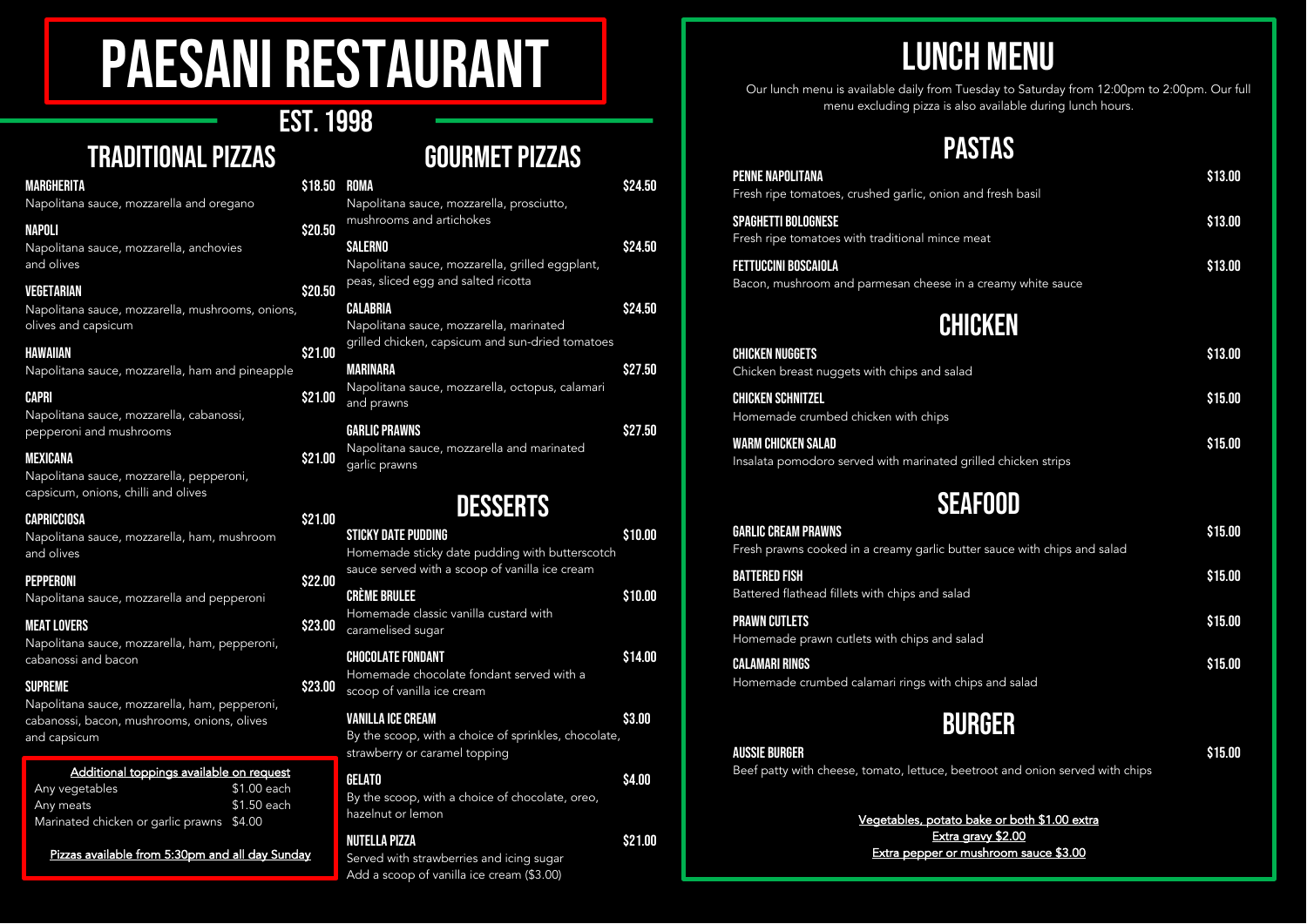# PAESANI RESTAURANT

EST. 1998

## TRADITIONAL PIZZAS

**MARGHERITA** — $18.50
Napolitana sauce, mozzarella and oregano

**NAPOLI** — $20.50
Napolitana sauce, mozzarella, anchovies and olives

**VEGETARIAN** — $20.50
Napolitana sauce, mozzarella, mushrooms, onions, olives and capsicum

**HAWAIIAN** — $21.00
Napolitana sauce, mozzarella, ham and pineapple

**CAPRI** — $21.00
Napolitana sauce, mozzarella, cabanossi, pepperoni and mushrooms

**MEXICANA** — $21.00
Napolitana sauce, mozzarella, pepperoni, capsicum, onions, chilli and olives

**CAPRICCIOSA** — $21.00
Napolitana sauce, mozzarella, ham, mushroom and olives

**PEPPERONI** — $22.00
Napolitana sauce, mozzarella and pepperoni

**MEAT LOVERS** — $23.00
Napolitana sauce, mozzarella, ham, pepperoni, cabanossi and bacon

**SUPREME** — $23.00
Napolitana sauce, mozzarella, ham, pepperoni, cabanossi, bacon, mushrooms, onions, olives and capsicum

**Additional toppings available on request**

| | |
|---|---|
| Any vegetables | $1.00 each |
| Any meats | $1.50 each |
| Marinated chicken or garlic prawns | $4.00 |

Pizzas available from 5:30pm and all day Sunday

## GOURMET PIZZAS

**ROMA** — $24.50
Napolitana sauce, mozzarella, prosciutto, mushrooms and artichokes

**SALERNO** — $24.50
Napolitana sauce, mozzarella, grilled eggplant, peas, sliced egg and salted ricotta

**CALABRIA** — $24.50
Napolitana sauce, mozzarella, marinated grilled chicken, capsicum and sun-dried tomatoes

**MARINARA** — $27.50
Napolitana sauce, mozzarella, octopus, calamari and prawns

**GARLIC PRAWNS** — $27.50
Napolitana sauce, mozzarella and marinated garlic prawns

## DESSERTS

**STICKY DATE PUDDING** — $10.00
Homemade sticky date pudding with butterscotch sauce served with a scoop of vanilla ice cream

**CRÈME BRULEE** — $10.00
Homemade classic vanilla custard with caramelised sugar

**CHOCOLATE FONDANT** — $14.00
Homemade chocolate fondant served with a scoop of vanilla ice cream

**VANILLA ICE CREAM** — $3.00
By the scoop, with a choice of sprinkles, chocolate, strawberry or caramel topping

**GELATO** — $4.00
By the scoop, with a choice of chocolate, oreo, hazelnut or lemon

**NUTELLA PIZZA** — $21.00
Served with strawberries and icing sugar
Add a scoop of vanilla ice cream ($3.00)

# LUNCH MENU

Our lunch menu is available daily from Tuesday to Saturday from 12:00pm to 2:00pm. Our full menu excluding pizza is also available during lunch hours.

## PASTAS

**PENNE NAPOLITANA** — $13.00
Fresh ripe tomatoes, crushed garlic, onion and fresh basil

**SPAGHETTI BOLOGNESE** — $13.00
Fresh ripe tomatoes with traditional mince meat

**FETTUCCINI BOSCAIOLA** — $13.00
Bacon, mushroom and parmesan cheese in a creamy white sauce

## CHICKEN

**CHICKEN NUGGETS** — $13.00
Chicken breast nuggets with chips and salad

**CHICKEN SCHNITZEL** — $15.00
Homemade crumbed chicken with chips

**WARM CHICKEN SALAD** — $15.00
Insalata pomodoro served with marinated grilled chicken strips

## SEAFOOD

**GARLIC CREAM PRAWNS** — $15.00
Fresh prawns cooked in a creamy garlic butter sauce with chips and salad

**BATTERED FISH** — $15.00
Battered flathead fillets with chips and salad

**PRAWN CUTLETS** — $15.00
Homemade prawn cutlets with chips and salad

**CALAMARI RINGS** — $15.00
Homemade crumbed calamari rings with chips and salad

## BURGER

**AUSSIE BURGER** — $15.00
Beef patty with cheese, tomato, lettuce, beetroot and onion served with chips

Vegetables, potato bake or both $1.00 extra
Extra gravy $2.00
Extra pepper or mushroom sauce $3.00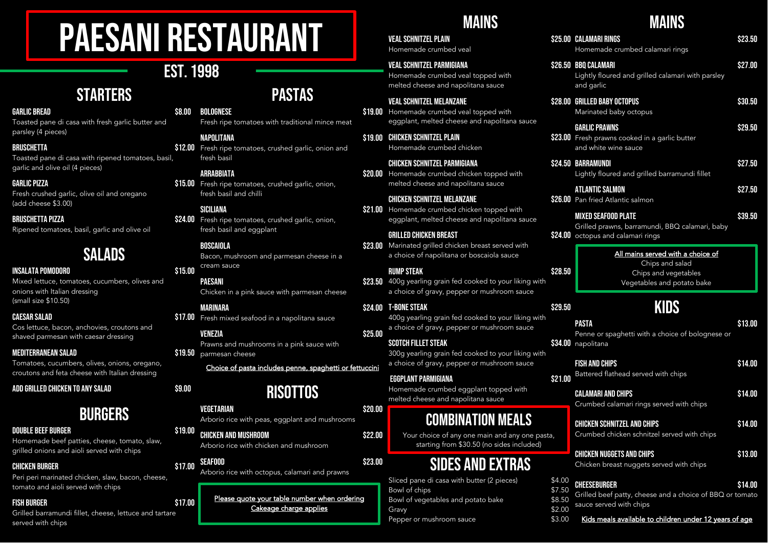# PAESANI RESTAURANT

## EST. 1998

## STARTERS

**GARLIC BREAD** $8.00
Toasted pane di casa with fresh garlic butter and parsley (4 pieces)

**BRUSCHETTA** $12.00
Toasted pane di casa with ripened tomatoes, basil, garlic and olive oil (4 pieces)

**GARLIC PIZZA** $15.00
Fresh crushed garlic, olive oil and oregano (add cheese $3.00)

**BRUSCHETTA PIZZA** $24.00
Ripened tomatoes, basil, garlic and olive oil

## SALADS

**INSALATA POMODORO** $15.00
Mixed lettuce, tomatoes, cucumbers, olives and onions with Italian dressing (small size $10.50)

**CAESAR SALAD** $17.00
Cos lettuce, bacon, anchovies, croutons and shaved parmesan with caesar dressing

**MEDITERRANEAN SALAD** $19.50
Tomatoes, cucumbers, olives, onions, oregano, croutons and feta cheese with Italian dressing

**ADD GRILLED CHICKEN TO ANY SALAD** $9.00

## BURGERS

**DOUBLE BEEF BURGER** $19.00
Homemade beef patties, cheese, tomato, slaw, grilled onions and aioli served with chips

**CHICKEN BURGER** $17.00
Peri peri marinated chicken, slaw, bacon, cheese, tomato and aioli served with chips

**FISH BURGER** $17.00
Grilled barramundi fillet, cheese, lettuce and tartare served with chips

## PASTAS

**BOLOGNESE** $19.00
Fresh ripe tomatoes with traditional mince meat

**NAPOLITANA** $19.00
Fresh ripe tomatoes, crushed garlic, onion and fresh basil

**ARRABBIATA** $20.00
Fresh ripe tomatoes, crushed garlic, onion, fresh basil and chilli

**SICILIANA** $21.00
Fresh ripe tomatoes, crushed garlic, onion, fresh basil and eggplant

**BOSCAIOLA** $23.00
Bacon, mushroom and parmesan cheese in a cream sauce

**PAESANI** $23.50
Chicken in a pink sauce with parmesan cheese

**MARINARA** $24.00
Fresh mixed seafood in a napolitana sauce

**VENEZIA** $25.00
Prawns and mushrooms in a pink sauce with parmesan cheese

Choice of pasta includes penne, spaghetti or fettuccini

## RISOTTOS

**VEGETARIAN** $20.00
Arborio rice with peas, eggplant and mushrooms

**CHICKEN AND MUSHROOM** $22.00
Arborio rice with chicken and mushroom

**SEAFOOD** $23.00
Arborio rice with octopus, calamari and prawns

Please quote your table number when ordering
Cakeage charge applies

## MAINS

**VEAL SCHNITZEL PLAIN** $25.00
Homemade crumbed veal

**VEAL SCHNITZEL PARMIGIANA** $26.50
Homemade crumbed veal topped with melted cheese and napolitana sauce

**VEAL SCHNITZEL MELANZANE** $28.00
Homemade crumbed veal topped with eggplant, melted cheese and napolitana sauce

**CHICKEN SCHNITZEL PLAIN** $23.00
Homemade crumbed chicken

**CHICKEN SCHNITZEL PARMIGIANA** $24.50
Homemade crumbed chicken topped with melted cheese and napolitana sauce

**CHICKEN SCHNITZEL MELANZANE** $26.00
Homemade crumbed chicken topped with eggplant, melted cheese and napolitana sauce

**GRILLED CHICKEN BREAST** $24.00
Marinated grilled chicken breast served with a choice of napolitana or boscaiola sauce

**RUMP STEAK** $28.50
400g yearling grain fed cooked to your liking with a choice of gravy, pepper or mushroom sauce

**T-BONE STEAK** $29.50
400g yearling grain fed cooked to your liking with a choice of gravy, pepper or mushroom sauce

**SCOTCH FILLET STEAK** $34.00
300g yearling grain fed cooked to your liking with a choice of gravy, pepper or mushroom sauce

**EGGPLANT PARMIGIANA** $21.00
Homemade crumbed eggplant topped with melted cheese and napolitana sauce

## COMBINATION MEALS

Your choice of any one main and any one pasta, starting from $30.50 (no sides included)

## SIDES AND EXTRAS

| | |
|---|---|
| Sliced pane di casa with butter (2 pieces) | $4.00 |
| Bowl of chips | $7.50 |
| Bowl of vegetables and potato bake | $8.50 |
| Gravy | $2.00 |
| Pepper or mushroom sauce | $3.00 |

## MAINS

**CALAMARI RINGS** $23.50
Homemade crumbed calamari rings

**BBQ CALAMARI** $27.00
Lightly floured and grilled calamari with parsley and garlic

**GRILLED BABY OCTOPUS** $30.50
Marinated baby octopus

**GARLIC PRAWNS** $29.50
Fresh prawns cooked in a garlic butter and white wine sauce

**BARRAMUNDI** $27.50
Lightly floured and grilled barramundi fillet

**ATLANTIC SALMON** $27.50
Pan fried Atlantic salmon

**MIXED SEAFOOD PLATE** $39.50
Grilled prawns, barramundi, BBQ calamari, baby octopus and calamari rings

All mains served with a choice of
Chips and salad
Chips and vegetables
Vegetables and potato bake

## KIDS

**PASTA** $13.00
Penne or spaghetti with a choice of bolognese or napolitana

**FISH AND CHIPS** $14.00
Battered flathead served with chips

**CALAMARI AND CHIPS** $14.00
Crumbed calamari rings served with chips

**CHICKEN SCHNITZEL AND CHIPS** $14.00
Crumbed chicken schnitzel served with chips

**CHICKEN NUGGETS AND CHIPS** $13.00
Chicken breast nuggets served with chips

**CHEESEBURGER** $14.00
Grilled beef patty, cheese and a choice of BBQ or tomato sauce served with chips

Kids meals available to children under 12 years of age